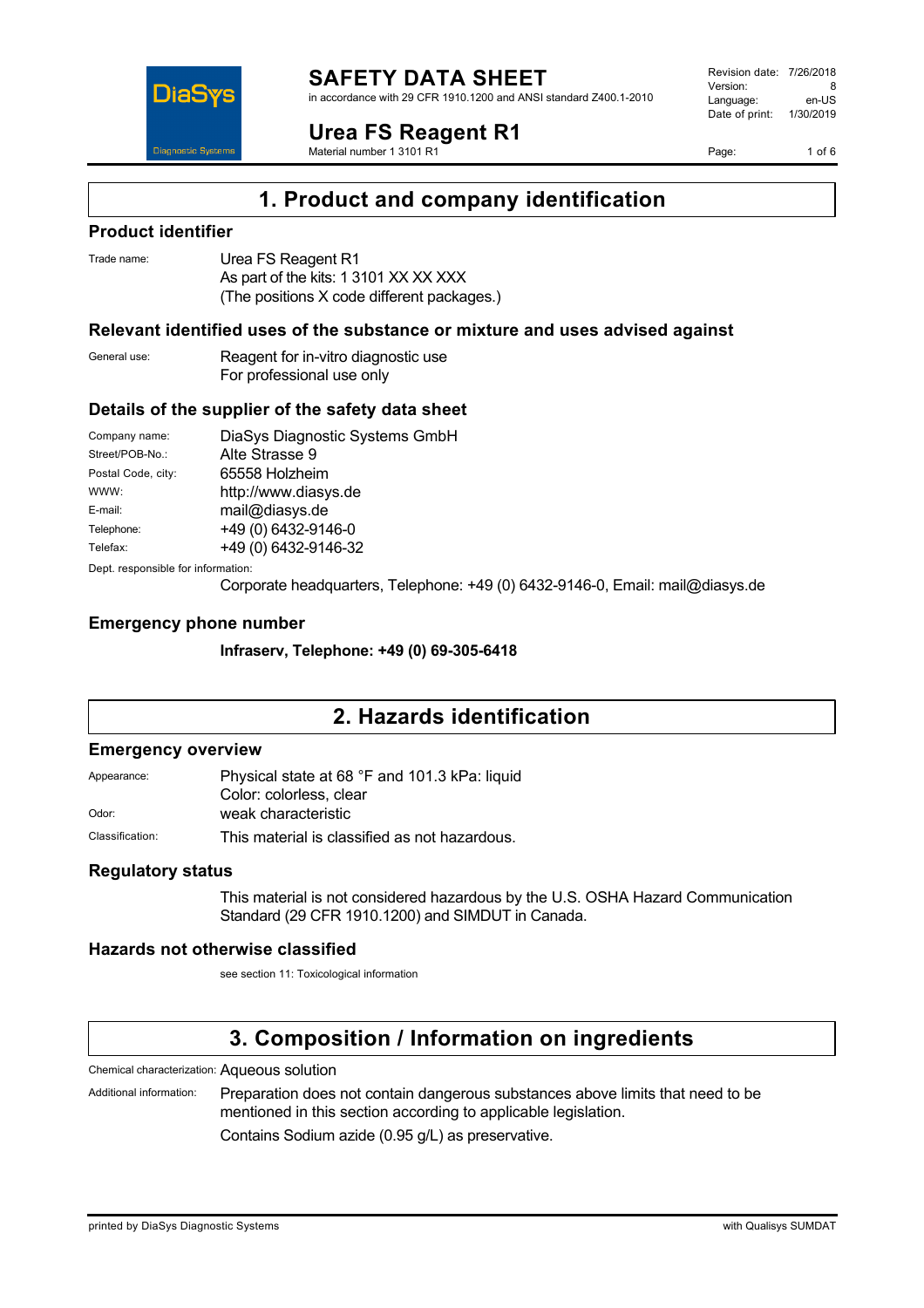# SAFETY DATA SHEET

in accordance with 29 CFR 1910.1200 and ANSI standard Z400.1-2010

| | |
|---|---|
| Revision date: | 7/26/2018 |
| Version: | 8 |
| Language: | en-US |
| Date of print: | 1/30/2019 |

## Urea FS Reagent R1

Material number 1 3101 R1

# 1. Product and company identification

## Product identifier

Trade name: Urea FS Reagent R1
As part of the kits: 1 3101 XX XX XXX
(The positions X code different packages.)

## Relevant identified uses of the substance or mixture and uses advised against

General use: Reagent for in-vitro diagnostic use
For professional use only

## Details of the supplier of the safety data sheet

| | |
|---|---|
| Company name: | DiaSys Diagnostic Systems GmbH |
| Street/POB-No.: | Alte Strasse 9 |
| Postal Code, city: | 65558 Holzheim |
| WWW: | http://www.diasys.de |
| E-mail: | mail@diasys.de |
| Telephone: | +49 (0) 6432-9146-0 |
| Telefax: | +49 (0) 6432-9146-32 |

Dept. responsible for information:
Corporate headquarters, Telephone: +49 (0) 6432-9146-0, Email: mail@diasys.de

## Emergency phone number

**Infraserv, Telephone: +49 (0) 69-305-6418**

# 2. Hazards identification

## Emergency overview

Appearance: Physical state at 68 °F and 101.3 kPa: liquid
Color: colorless, clear

Odor: weak characteristic

Classification: This material is classified as not hazardous.

## Regulatory status

This material is not considered hazardous by the U.S. OSHA Hazard Communication Standard (29 CFR 1910.1200) and SIMDUT in Canada.

## Hazards not otherwise classified

see section 11: Toxicological information

# 3. Composition / Information on ingredients

Chemical characterization: Aqueous solution

Additional information: Preparation does not contain dangerous substances above limits that need to be mentioned in this section according to applicable legislation.

Contains Sodium azide (0.95 g/L) as preservative.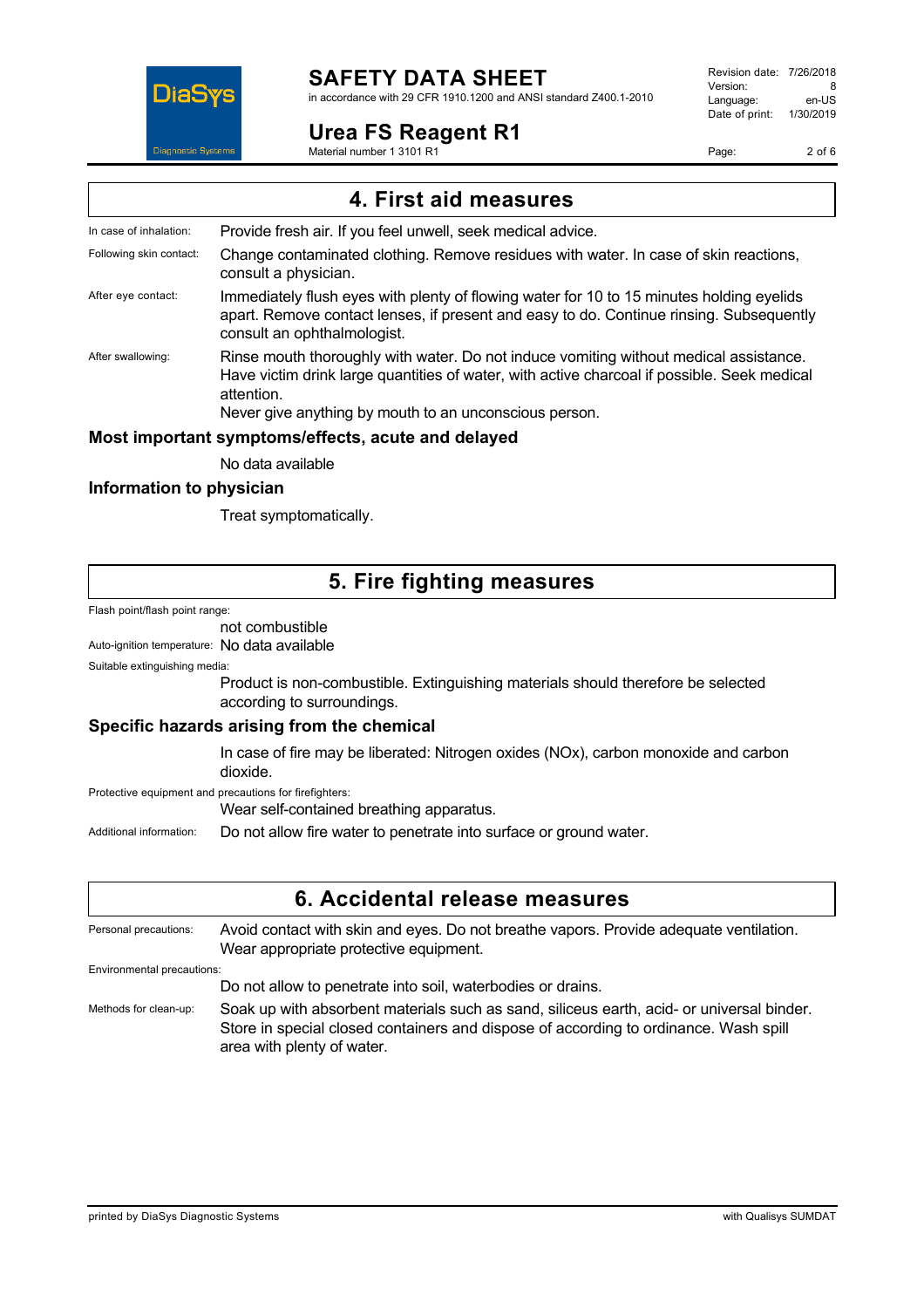## 4. First aid measures

**In case of inhalation:** Provide fresh air. If you feel unwell, seek medical advice.

**Following skin contact:** Change contaminated clothing. Remove residues with water. In case of skin reactions, consult a physician.

**After eye contact:** Immediately flush eyes with plenty of flowing water for 10 to 15 minutes holding eyelids apart. Remove contact lenses, if present and easy to do. Continue rinsing. Subsequently consult an ophthalmologist.

**After swallowing:** Rinse mouth thoroughly with water. Do not induce vomiting without medical assistance. Have victim drink large quantities of water, with active charcoal if possible. Seek medical attention.
Never give anything by mouth to an unconscious person.

### Most important symptoms/effects, acute and delayed

No data available

### Information to physician

Treat symptomatically.

## 5. Fire fighting measures

**Flash point/flash point range:**
not combustible

**Auto-ignition temperature:** No data available

**Suitable extinguishing media:**
Product is non-combustible. Extinguishing materials should therefore be selected according to surroundings.

### Specific hazards arising from the chemical

In case of fire may be liberated: Nitrogen oxides (NOx), carbon monoxide and carbon dioxide.

**Protective equipment and precautions for firefighters:**
Wear self-contained breathing apparatus.

**Additional information:** Do not allow fire water to penetrate into surface or ground water.

## 6. Accidental release measures

**Personal precautions:** Avoid contact with skin and eyes. Do not breathe vapors. Provide adequate ventilation. Wear appropriate protective equipment.

**Environmental precautions:**
Do not allow to penetrate into soil, waterbodies or drains.

**Methods for clean-up:** Soak up with absorbent materials such as sand, siliceus earth, acid- or universal binder. Store in special closed containers and dispose of according to ordinance. Wash spill area with plenty of water.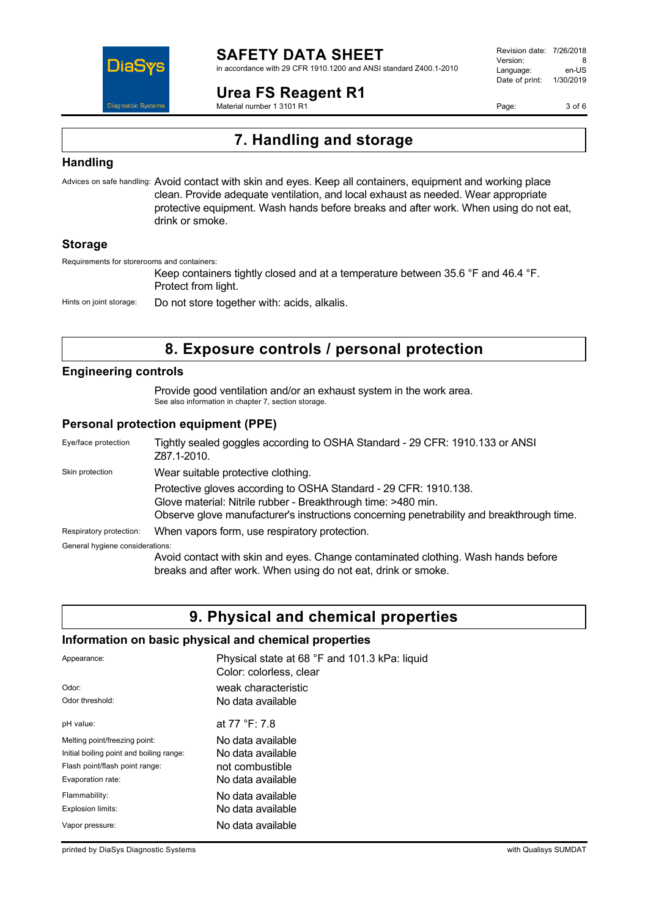## 7. Handling and storage

### Handling

Advices on safe handling: Avoid contact with skin and eyes. Keep all containers, equipment and working place clean. Provide adequate ventilation, and local exhaust as needed. Wear appropriate protective equipment. Wash hands before breaks and after work. When using do not eat, drink or smoke.

### Storage

Requirements for storerooms and containers:

Keep containers tightly closed and at a temperature between 35.6 °F and 46.4 °F. Protect from light.

Hints on joint storage: Do not store together with: acids, alkalis.

## 8. Exposure controls / personal protection

### Engineering controls

Provide good ventilation and/or an exhaust system in the work area.
See also information in chapter 7, section storage.

### Personal protection equipment (PPE)

Eye/face protection: Tightly sealed goggles according to OSHA Standard - 29 CFR: 1910.133 or ANSI Z87.1-2010.

Skin protection: Wear suitable protective clothing.

Protective gloves according to OSHA Standard - 29 CFR: 1910.138.
Glove material: Nitrile rubber - Breakthrough time: >480 min.
Observe glove manufacturer's instructions concerning penetrability and breakthrough time.

Respiratory protection: When vapors form, use respiratory protection.

General hygiene considerations:

Avoid contact with skin and eyes. Change contaminated clothing. Wash hands before breaks and after work. When using do not eat, drink or smoke.

## 9. Physical and chemical properties

### Information on basic physical and chemical properties

| Property | Value |
|---|---|
| Appearance: | Physical state at 68 °F and 101.3 kPa: liquid<br>Color: colorless, clear |
| Odor: | weak characteristic |
| Odor threshold: | No data available |
| pH value: | at 77 °F: 7.8 |
| Melting point/freezing point: | No data available |
| Initial boiling point and boiling range: | No data available |
| Flash point/flash point range: | not combustible |
| Evaporation rate: | No data available |
| Flammability: | No data available |
| Explosion limits: | No data available |
| Vapor pressure: | No data available |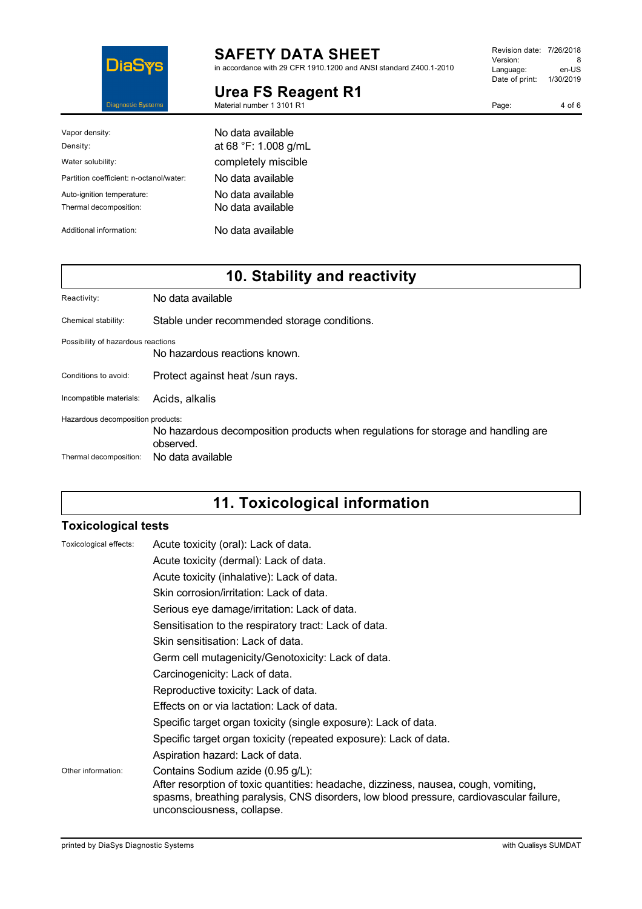| | |
|---|---|
| Vapor density: | No data available |
| Density: | at 68 °F: 1.008 g/mL |
| Water solubility: | completely miscible |
| Partition coefficient: n-octanol/water: | No data available |
| Auto-ignition temperature: | No data available |
| Thermal decomposition: | No data available |
| Additional information: | No data available |

## 10. Stability and reactivity

| | |
|---|---|
| Reactivity: | No data available |
| Chemical stability: | Stable under recommended storage conditions. |
| Possibility of hazardous reactions | No hazardous reactions known. |
| Conditions to avoid: | Protect against heat /sun rays. |
| Incompatible materials: | Acids, alkalis |
| Hazardous decomposition products: | No hazardous decomposition products when regulations for storage and handling are observed. |
| Thermal decomposition: | No data available |

## 11. Toxicological information

### Toxicological tests

Toxicological effects:

Acute toxicity (oral): Lack of data.

Acute toxicity (dermal): Lack of data.

Acute toxicity (inhalative): Lack of data.

Skin corrosion/irritation: Lack of data.

Serious eye damage/irritation: Lack of data.

Sensitisation to the respiratory tract: Lack of data.

Skin sensitisation: Lack of data.

Germ cell mutagenicity/Genotoxicity: Lack of data.

Carcinogenicity: Lack of data.

Reproductive toxicity: Lack of data.

Effects on or via lactation: Lack of data.

Specific target organ toxicity (single exposure): Lack of data.

Specific target organ toxicity (repeated exposure): Lack of data.

Aspiration hazard: Lack of data.

Other information:

Contains Sodium azide (0.95 g/L):
After resorption of toxic quantities: headache, dizziness, nausea, cough, vomiting, spasms, breathing paralysis, CNS disorders, low blood pressure, cardiovascular failure, unconsciousness, collapse.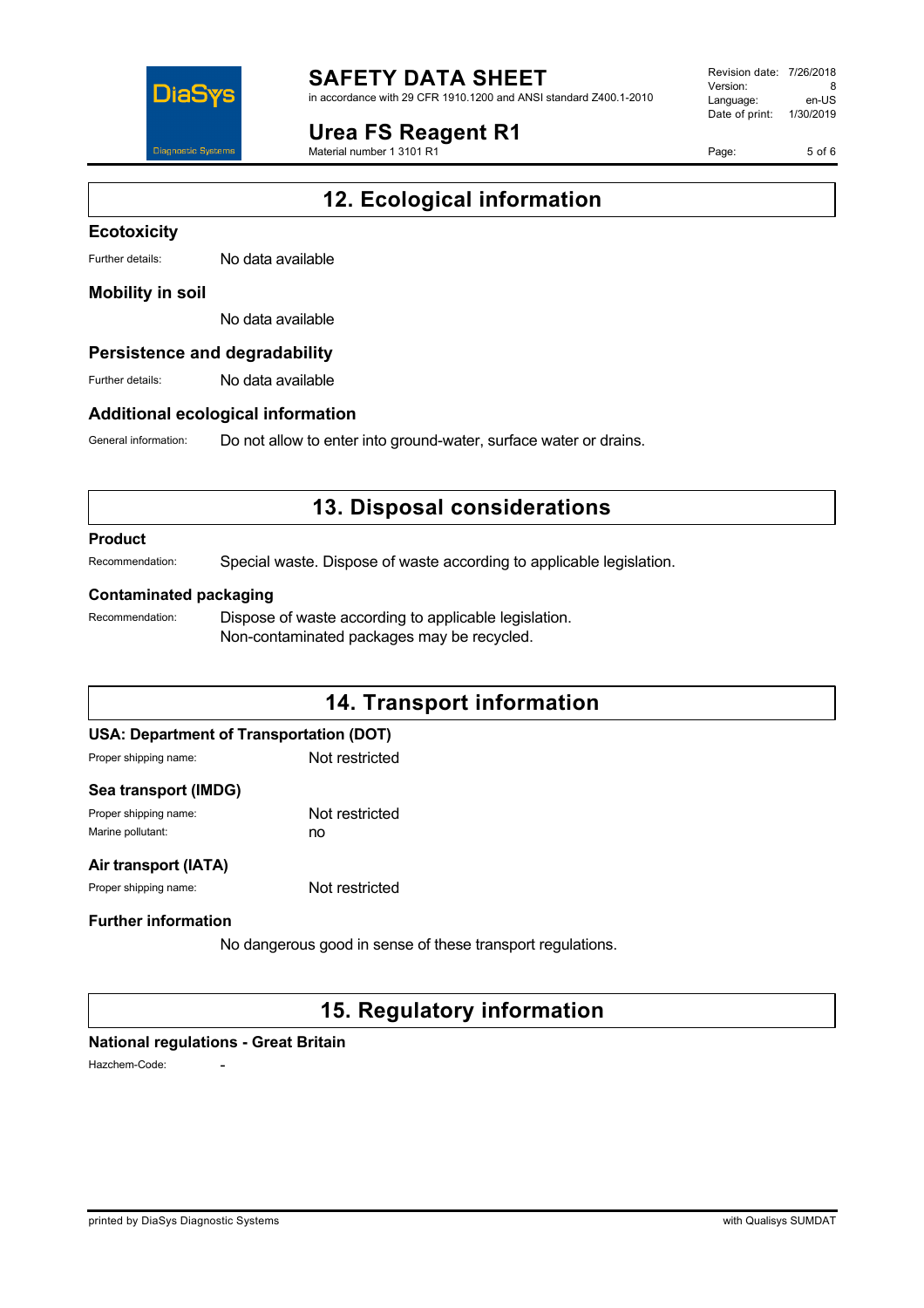## 12. Ecological information

### Ecotoxicity

Further details: No data available

### Mobility in soil

No data available

### Persistence and degradability

Further details: No data available

### Additional ecological information

General information: Do not allow to enter into ground-water, surface water or drains.

## 13. Disposal considerations

### Product

Recommendation: Special waste. Dispose of waste according to applicable legislation.

### Contaminated packaging

Recommendation: Dispose of waste according to applicable legislation.
Non-contaminated packages may be recycled.

## 14. Transport information

### USA: Department of Transportation (DOT)

Proper shipping name: Not restricted

### Sea transport (IMDG)

Proper shipping name: Not restricted
Marine pollutant: no

### Air transport (IATA)

Proper shipping name: Not restricted

### Further information

No dangerous good in sense of these transport regulations.

## 15. Regulatory information

### National regulations - Great Britain

Hazchem-Code: -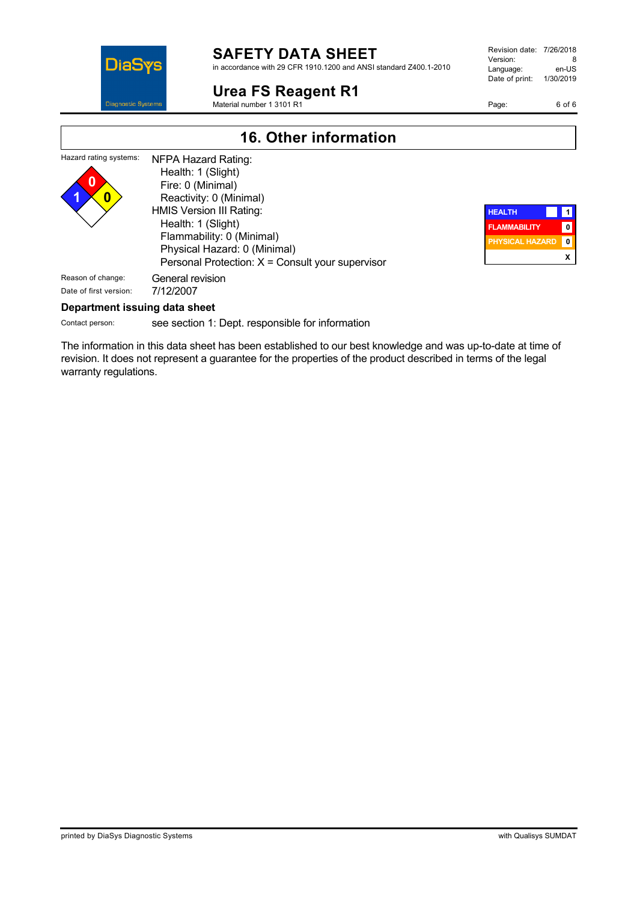## 16. Other information

Hazard rating systems:

NFPA Hazard Rating:
- Health: 1 (Slight)
- Fire: 0 (Minimal)
- Reactivity: 0 (Minimal)

HMIS Version III Rating:
- Health: 1 (Slight)
- Flammability: 0 (Minimal)
- Physical Hazard: 0 (Minimal)
- Personal Protection: X = Consult your supervisor

| | |
|---|---|
| HEALTH | 1 |
| FLAMMABILITY | 0 |
| PHYSICAL HAZARD | 0 |
| | X |

Reason of change: General revision

Date of first version: 7/12/2007

### Department issuing data sheet

Contact person: see section 1: Dept. responsible for information

The information in this data sheet has been established to our best knowledge and was up-to-date at time of revision. It does not represent a guarantee for the properties of the product described in terms of the legal warranty regulations.